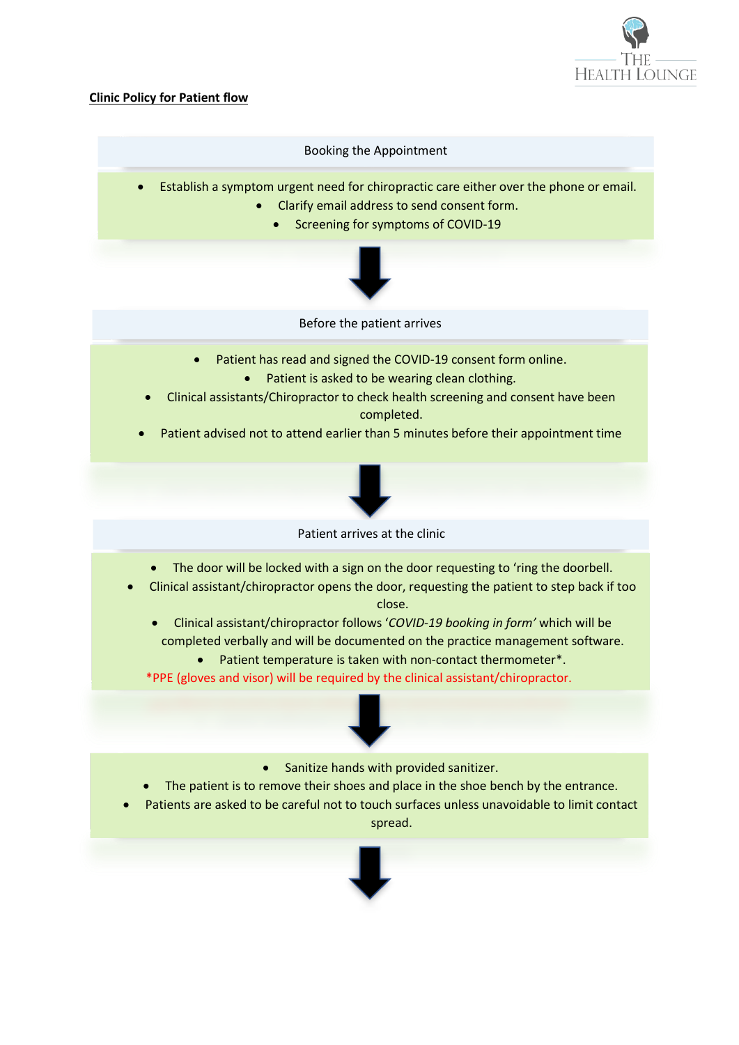## Clinic Policy for Patient flow

### Booking the Appointment

- Establish a symptom urgent need for chiropractic care either over the phone or email.
- Clarify email address to send consent form.
- Screening for symptoms of COVID-19

↓

### Before the patient arrives

- Patient has read and signed the COVID-19 consent form online.
- Patient is asked to be wearing clean clothing.
- Clinical assistants/Chiropractor to check health screening and consent have been completed.
- Patient advised not to attend earlier than 5 minutes before their appointment time

↓

### Patient arrives at the clinic

- The door will be locked with a sign on the door requesting to 'ring the doorbell.
- Clinical assistant/chiropractor opens the door, requesting the patient to step back if too close.
- Clinical assistant/chiropractor follows '*COVID-19 booking in form'* which will be completed verbally and will be documented on the practice management software.
- Patient temperature is taken with non-contact thermometer*.

*PPE (gloves and visor) will be required by the clinical assistant/chiropractor.

↓

- Sanitize hands with provided sanitizer.
- The patient is to remove their shoes and place in the shoe bench by the entrance.
- Patients are asked to be careful not to touch surfaces unless unavoidable to limit contact spread.

↓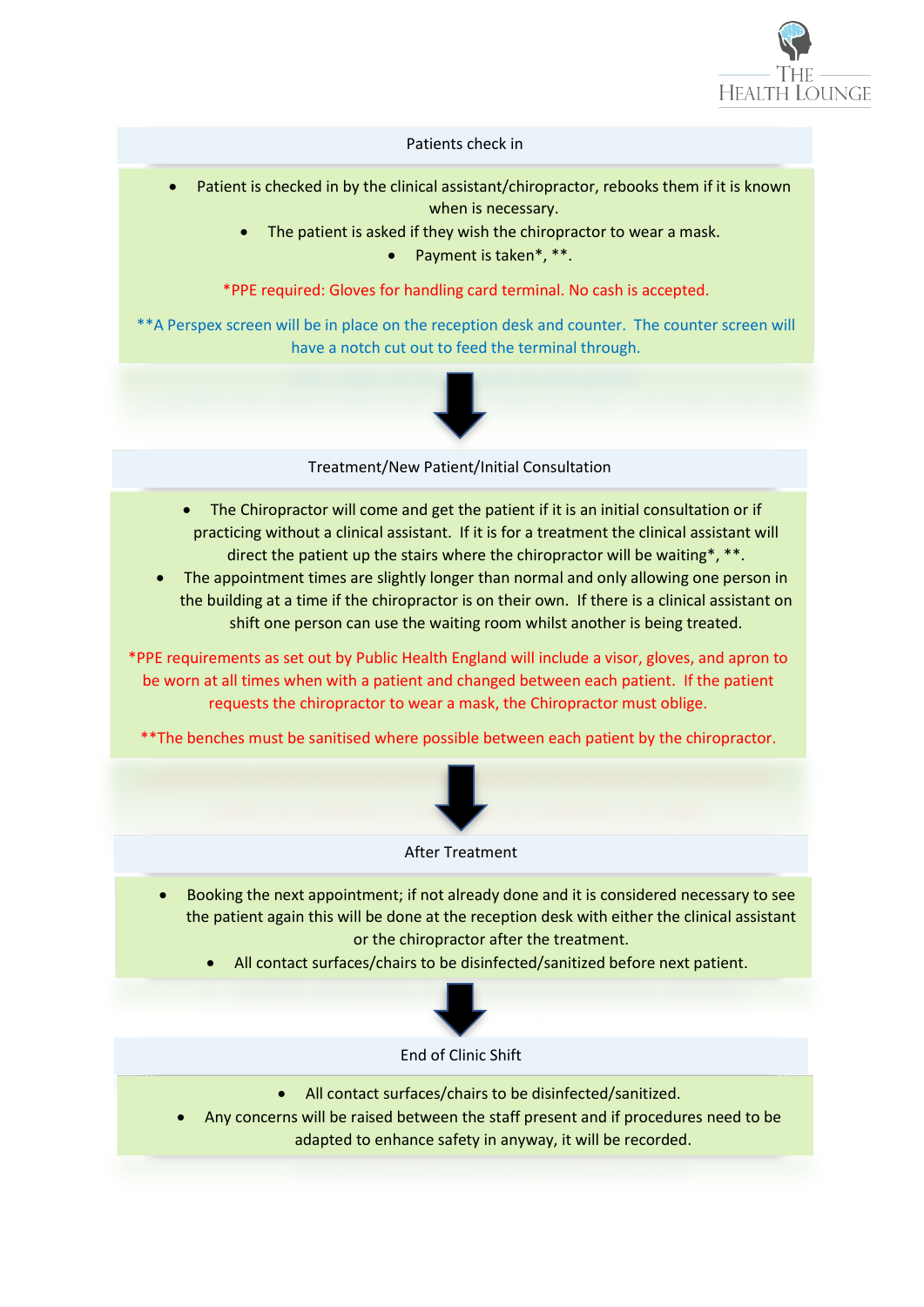## Patients check in

- Patient is checked in by the clinical assistant/chiropractor, rebooks them if it is known when is necessary.
- The patient is asked if they wish the chiropractor to wear a mask.
- Payment is taken*, **.

*PPE required: Gloves for handling card terminal. No cash is accepted.

**A Perspex screen will be in place on the reception desk and counter. The counter screen will have a notch cut out to feed the terminal through.

## Treatment/New Patient/Initial Consultation

- The Chiropractor will come and get the patient if it is an initial consultation or if practicing without a clinical assistant. If it is for a treatment the clinical assistant will direct the patient up the stairs where the chiropractor will be waiting*, **.
- The appointment times are slightly longer than normal and only allowing one person in the building at a time if the chiropractor is on their own. If there is a clinical assistant on shift one person can use the waiting room whilst another is being treated.

*PPE requirements as set out by Public Health England will include a visor, gloves, and apron to be worn at all times when with a patient and changed between each patient. If the patient requests the chiropractor to wear a mask, the Chiropractor must oblige.

**The benches must be sanitised where possible between each patient by the chiropractor.

## After Treatment

- Booking the next appointment; if not already done and it is considered necessary to see the patient again this will be done at the reception desk with either the clinical assistant or the chiropractor after the treatment.
- All contact surfaces/chairs to be disinfected/sanitized before next patient.

## End of Clinic Shift

- All contact surfaces/chairs to be disinfected/sanitized.
- Any concerns will be raised between the staff present and if procedures need to be adapted to enhance safety in anyway, it will be recorded.